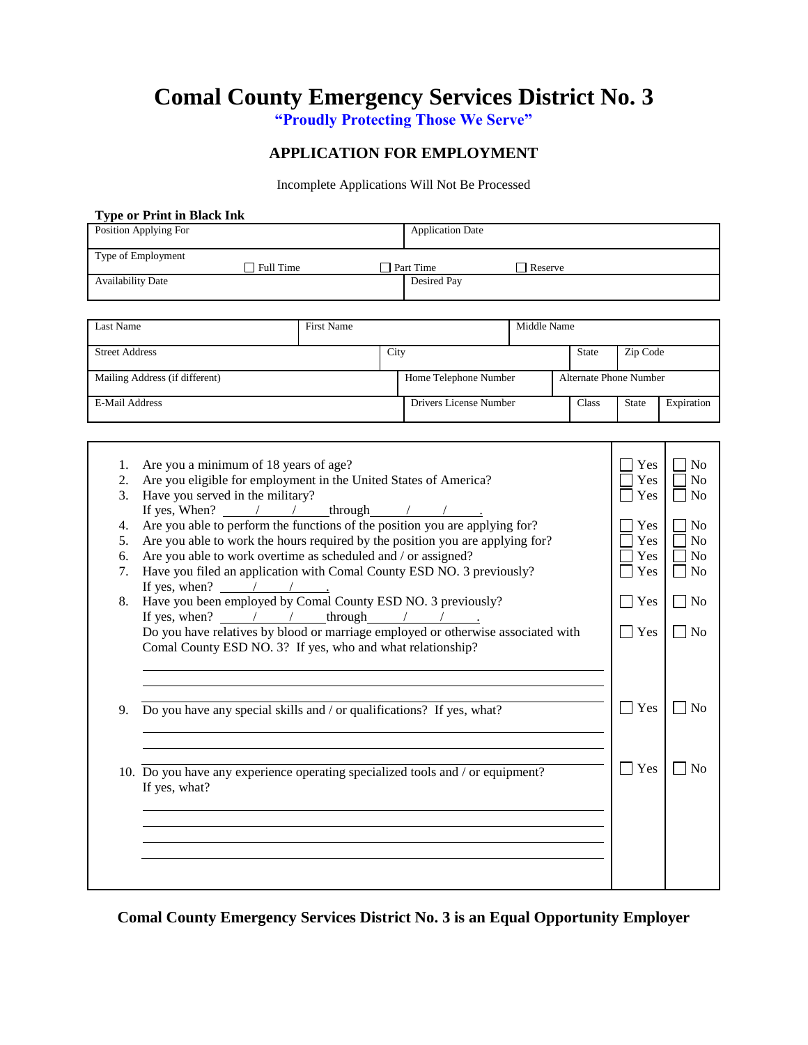# Comal County Emergency Services District No. 3

**"Proudly Protecting Those We Serve"**

## APPLICATION FOR EMPLOYMENT

Incomplete Applications Will Not Be Processed

**Type or Print in Black Ink**

| Position Applying For | | Application Date | |
|---|---|---|---|
| Type of Employment ☐ Full Time | ☐ Part Time | ☐ Reserve | |
| Availability Date | | Desired Pay | |

| Last Name | | First Name | | Middle Name | |
|---|---|---|---|---|---|
| Street Address | | City | | State | Zip Code |
| Mailing Address (if different) | | Home Telephone Number | | Alternate Phone Number | |
| E-Mail Address | | Drivers License Number | Class | State | Expiration |

| Question | | |
|---|---|---|
| 1. Are you a minimum of 18 years of age? | ☐ Yes | ☐ No |
| 2. Are you eligible for employment in the United States of America? | ☐ Yes | ☐ No |
| 3. Have you served in the military? If yes, When? \_\_\_/\_\_\_/\_\_\_ through \_\_\_/\_\_\_/\_\_\_. | ☐ Yes | ☐ No |
| 4. Are you able to perform the functions of the position you are applying for? | ☐ Yes | ☐ No |
| 5. Are you able to work the hours required by the position you are applying for? | ☐ Yes | ☐ No |
| 6. Are you able to work overtime as scheduled and / or assigned? | ☐ Yes | ☐ No |
| 7. Have you filed an application with Comal County ESD NO. 3 previously? If yes, when? \_\_\_/\_\_\_/\_\_\_. | ☐ Yes | ☐ No |
| 8. Have you been employed by Comal County ESD NO. 3 previously? If yes, when? \_\_\_/\_\_\_/\_\_\_ through \_\_\_/\_\_\_/\_\_\_. | ☐ Yes | ☐ No |
| Do you have relatives by blood or marriage employed or otherwise associated with Comal County ESD NO. 3? If yes, who and what relationship? | ☐ Yes | ☐ No |
| 9. Do you have any special skills and / or qualifications? If yes, what? | ☐ Yes | ☐ No |
| 10. Do you have any experience operating specialized tools and / or equipment? If yes, what? | ☐ Yes | ☐ No |

**Comal County Emergency Services District No. 3 is an Equal Opportunity Employer**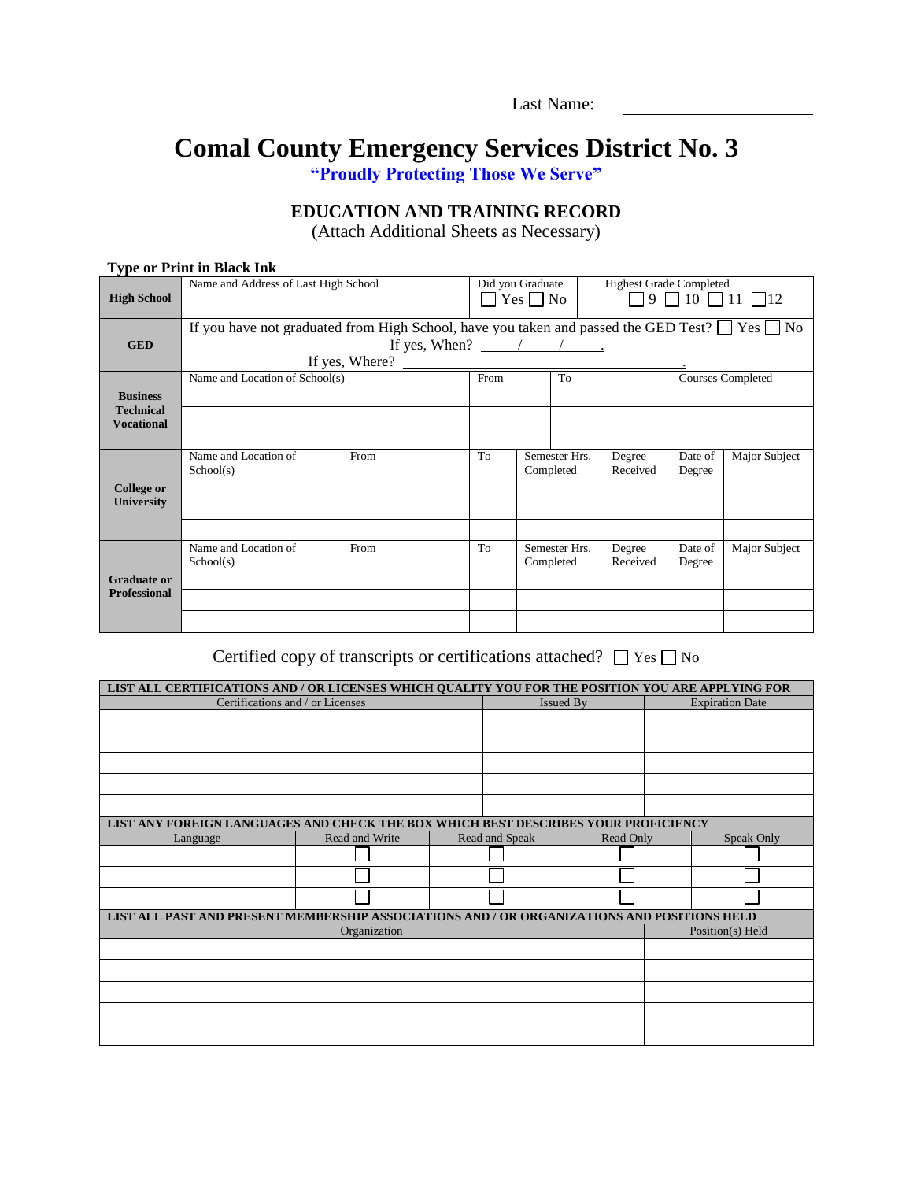Last Name: ______________________

# Comal County Emergency Services District No. 3

**"Proudly Protecting Those We Serve"**

## EDUCATION AND TRAINING RECORD

(Attach Additional Sheets as Necessary)

**Type or Print in Black Ink**

| **High School** | Name and Address of Last High School | Did you Graduate ☐ Yes ☐ No | Highest Grade Completed ☐ 9 ☐ 10 ☐ 11 ☐ 12 |
|---|---|---|---|

| **GED** | If you have not graduated from High School, have you taken and passed the GED Test? ☐ Yes ☐ No<br>If yes, When? ____/____/____.<br>If yes, Where? ______________________. |
|---|---|

| **Business Technical Vocational** | Name and Location of School(s) | From | To | Courses Completed |
|---|---|---|---|---|
| | | | | |
| | | | | |

| **College or University** | Name and Location of School(s) | From | To | Semester Hrs. Completed | Degree Received | Date of Degree | Major Subject |
|---|---|---|---|---|---|---|---|
| | | | | | | | |
| | | | | | | | |

| **Graduate or Professional** | Name and Location of School(s) | From | To | Semester Hrs. Completed | Degree Received | Date of Degree | Major Subject |
|---|---|---|---|---|---|---|---|
| | | | | | | | |
| | | | | | | | |

Certified copy of transcripts or certifications attached? ☐ Yes ☐ No

**LIST ALL CERTIFICATIONS AND / OR LICENSES WHICH QUALITY YOU FOR THE POSITION YOU ARE APPLYING FOR**

| Certifications and / or Licenses | Issued By | Expiration Date |
|---|---|---|
| | | |
| | | |
| | | |
| | | |
| | | |

**LIST ANY FOREIGN LANGUAGES AND CHECK THE BOX WHICH BEST DESCRIBES YOUR PROFICIENCY**

| Language | Read and Write | Read and Speak | Read Only | Speak Only |
|---|---|---|---|---|
| | ☐ | ☐ | ☐ | ☐ |
| | ☐ | ☐ | ☐ | ☐ |
| | ☐ | ☐ | ☐ | ☐ |

**LIST ALL PAST AND PRESENT MEMBERSHIP ASSOCIATIONS AND / OR ORGANIZATIONS AND POSITIONS HELD**

| Organization | Position(s) Held |
|---|---|
| | |
| | |
| | |
| | |
| | |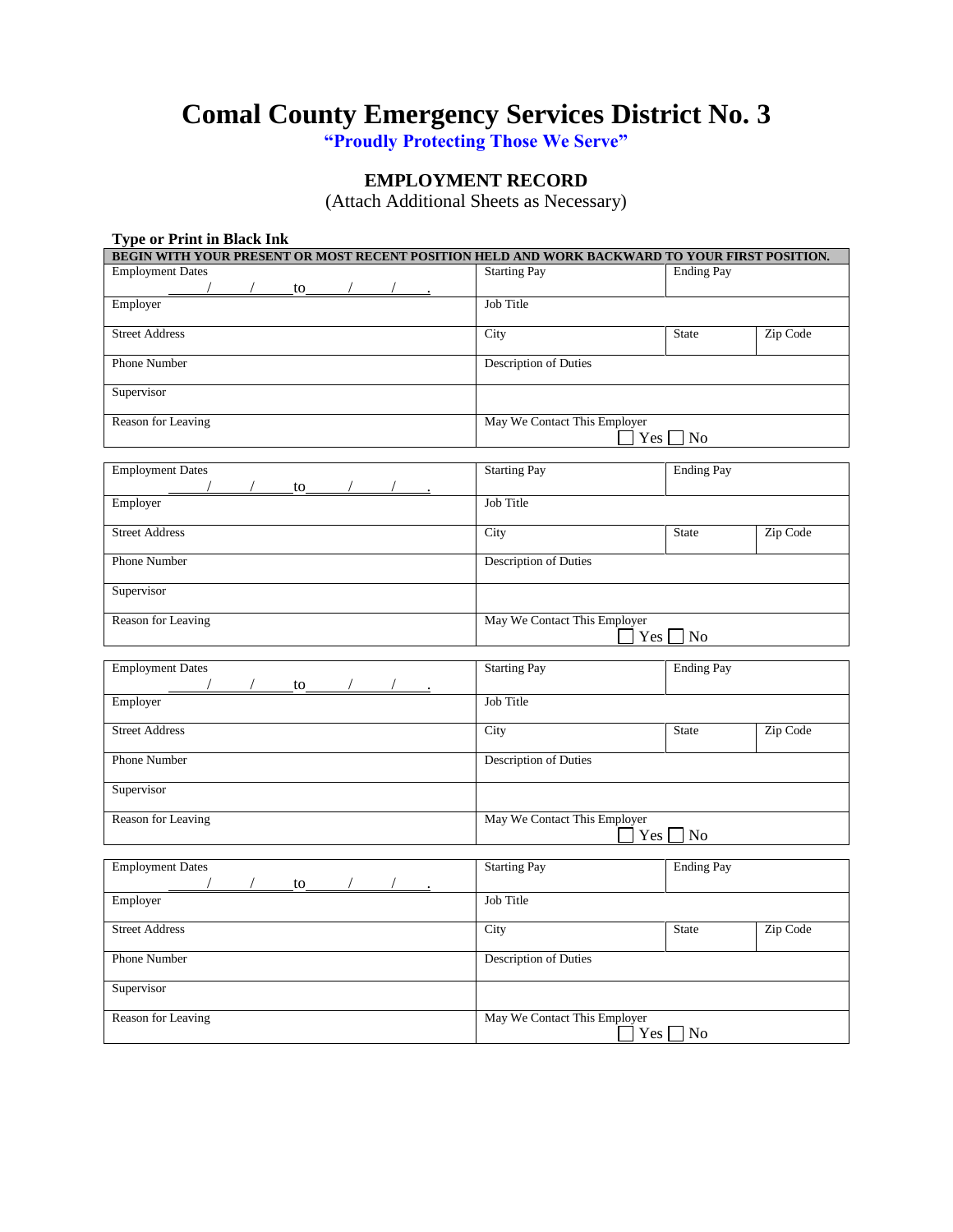# Comal County Emergency Services District No. 3

**"Proudly Protecting Those We Serve"**

## EMPLOYMENT RECORD

(Attach Additional Sheets as Necessary)

**Type or Print in Black Ink**

**BEGIN WITH YOUR PRESENT OR MOST RECENT POSITION HELD AND WORK BACKWARD TO YOUR FIRST POSITION.**

| Employment Dates<br>\_\_\_\_/\_\_\_\_/\_\_\_\_to\_\_\_\_/\_\_\_\_/\_\_\_\_. | Starting Pay | Ending Pay | |
|---|---|---|---|
| Employer | Job Title | | |
| Street Address | City | State | Zip Code |
| Phone Number | Description of Duties | | |
| Supervisor | | | |
| Reason for Leaving | May We Contact This Employer<br>☐ Yes ☐ No | | |

| Employment Dates<br>\_\_\_\_/\_\_\_\_/\_\_\_\_to\_\_\_\_/\_\_\_\_/\_\_\_\_. | Starting Pay | Ending Pay | |
|---|---|---|---|
| Employer | Job Title | | |
| Street Address | City | State | Zip Code |
| Phone Number | Description of Duties | | |
| Supervisor | | | |
| Reason for Leaving | May We Contact This Employer<br>☐ Yes ☐ No | | |

| Employment Dates<br>\_\_\_\_/\_\_\_\_/\_\_\_\_to\_\_\_\_/\_\_\_\_/\_\_\_\_. | Starting Pay | Ending Pay | |
|---|---|---|---|
| Employer | Job Title | | |
| Street Address | City | State | Zip Code |
| Phone Number | Description of Duties | | |
| Supervisor | | | |
| Reason for Leaving | May We Contact This Employer<br>☐ Yes ☐ No | | |

| Employment Dates<br>\_\_\_\_/\_\_\_\_/\_\_\_\_to\_\_\_\_/\_\_\_\_/\_\_\_\_. | Starting Pay | Ending Pay | |
|---|---|---|---|
| Employer | Job Title | | |
| Street Address | City | State | Zip Code |
| Phone Number | Description of Duties | | |
| Supervisor | | | |
| Reason for Leaving | May We Contact This Employer<br>☐ Yes ☐ No | | |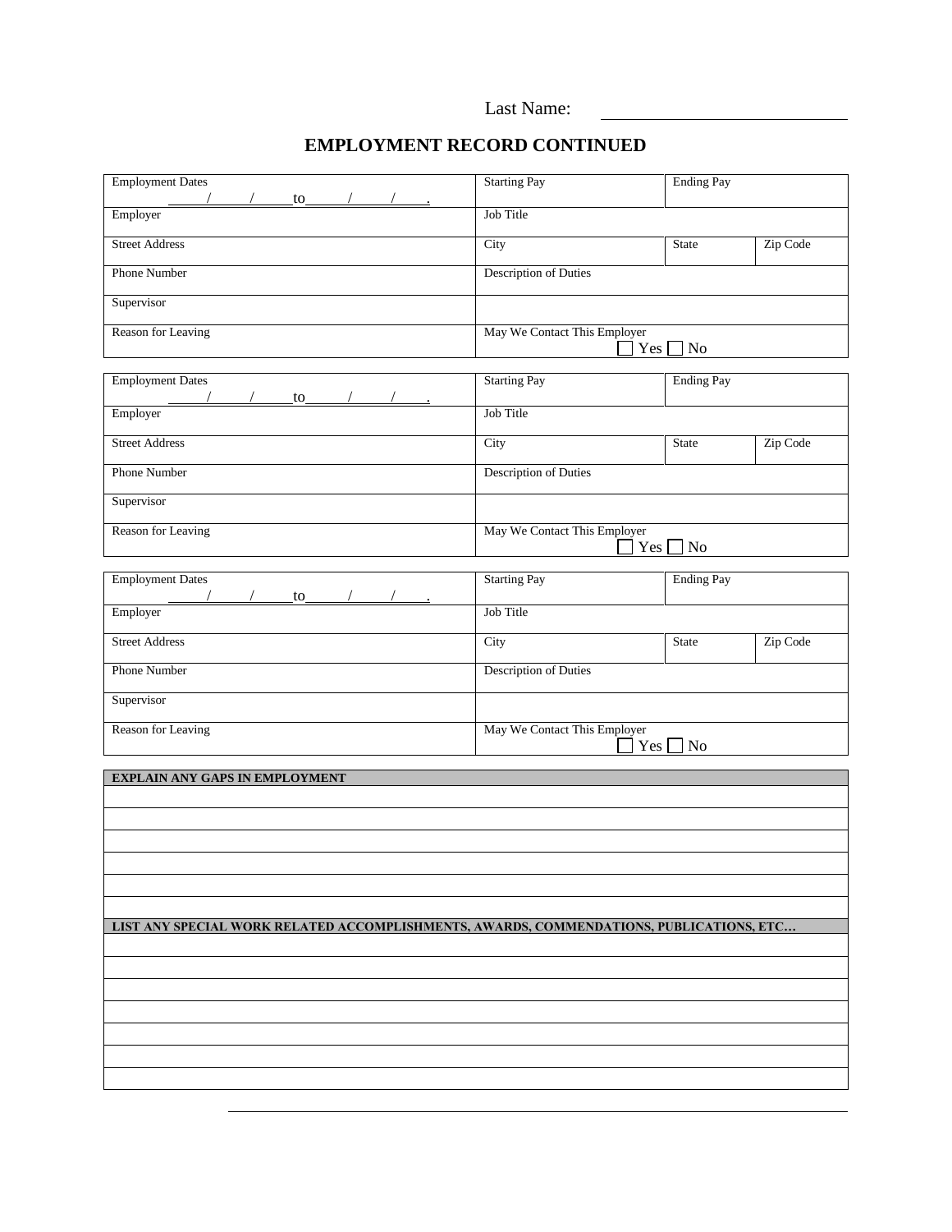Last Name: ______________________

# EMPLOYMENT RECORD CONTINUED

| Employment Dates<br>\_\_\_/\_\_\_/\_\_\_to\_\_\_/\_\_\_/\_\_\_. | Starting Pay | Ending Pay | |
|---|---|---|---|
| Employer | Job Title | | |
| Street Address | City | State | Zip Code |
| Phone Number | Description of Duties | | |
| Supervisor | | | |
| Reason for Leaving | May We Contact This Employer<br>☐ Yes ☐ No | | |

| Employment Dates<br>\_\_\_/\_\_\_/\_\_\_to\_\_\_/\_\_\_/\_\_\_. | Starting Pay | Ending Pay | |
|---|---|---|---|
| Employer | Job Title | | |
| Street Address | City | State | Zip Code |
| Phone Number | Description of Duties | | |
| Supervisor | | | |
| Reason for Leaving | May We Contact This Employer<br>☐ Yes ☐ No | | |

| Employment Dates<br>\_\_\_/\_\_\_/\_\_\_to\_\_\_/\_\_\_/\_\_\_. | Starting Pay | Ending Pay | |
|---|---|---|---|
| Employer | Job Title | | |
| Street Address | City | State | Zip Code |
| Phone Number | Description of Duties | | |
| Supervisor | | | |
| Reason for Leaving | May We Contact This Employer<br>☐ Yes ☐ No | | |

| **EXPLAIN ANY GAPS IN EMPLOYMENT** |
|---|
| |
| |
| |
| |
| |
| |

| **LIST ANY SPECIAL WORK RELATED ACCOMPLISHMENTS, AWARDS, COMMENDATIONS, PUBLICATIONS, ETC…** |
|---|
| |
| |
| |
| |
| |
| |
| |

______________________________________________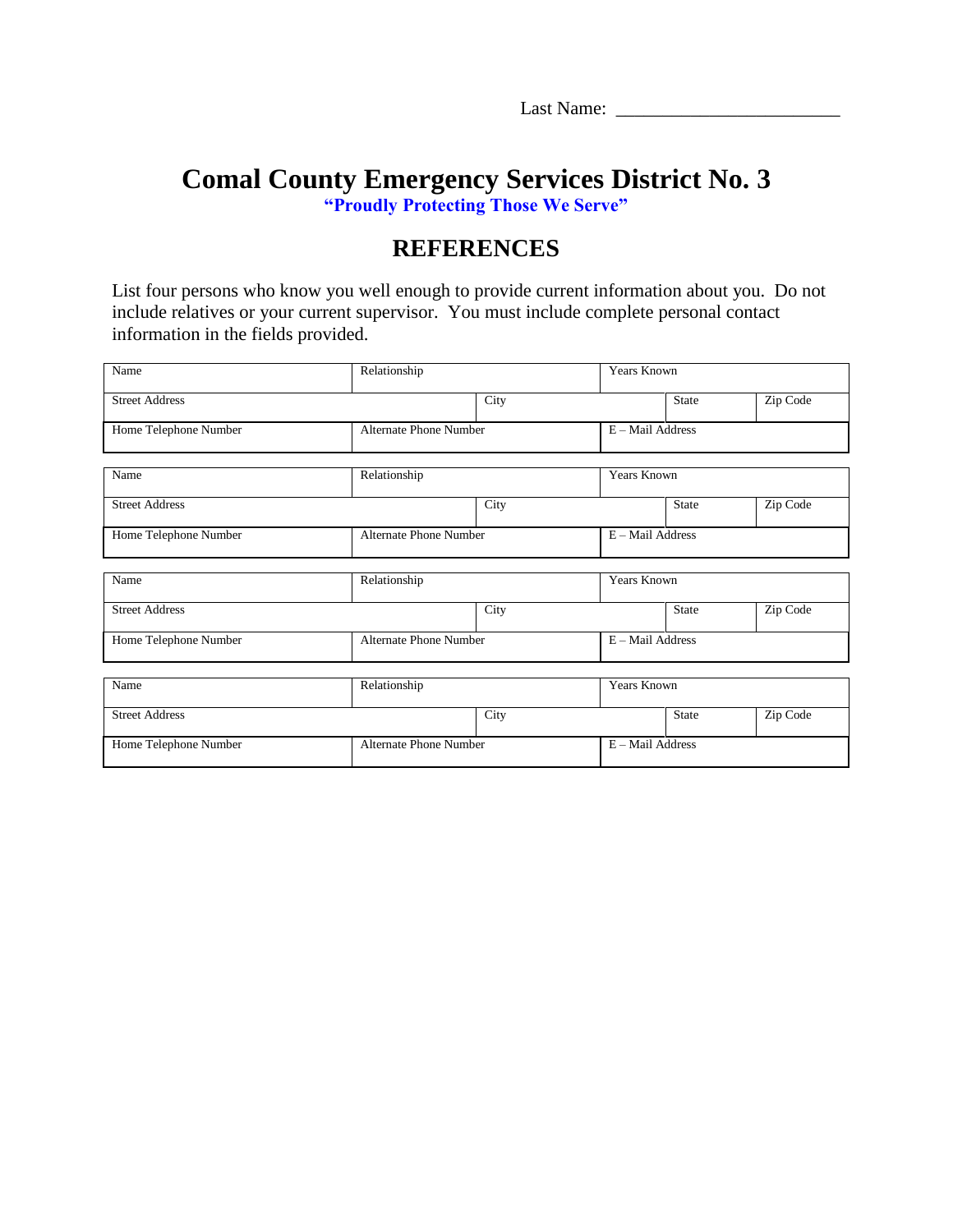Last Name: ________________________

# Comal County Emergency Services District No. 3

**"Proudly Protecting Those We Serve"**

## REFERENCES

List four persons who know you well enough to provide current information about you. Do not include relatives or your current supervisor. You must include complete personal contact information in the fields provided.

| Name | | Relationship | | Years Known | |
|---|---|---|---|---|---|
| Street Address | | City | | State | Zip Code |
| Home Telephone Number | | Alternate Phone Number | | E – Mail Address | |

| Name | | Relationship | | Years Known | |
|---|---|---|---|---|---|
| Street Address | | City | | State | Zip Code |
| Home Telephone Number | | Alternate Phone Number | | E – Mail Address | |

| Name | | Relationship | | Years Known | |
|---|---|---|---|---|---|
| Street Address | | City | | State | Zip Code |
| Home Telephone Number | | Alternate Phone Number | | E – Mail Address | |

| Name | | Relationship | | Years Known | |
|---|---|---|---|---|---|
| Street Address | | City | | State | Zip Code |
| Home Telephone Number | | Alternate Phone Number | | E – Mail Address | |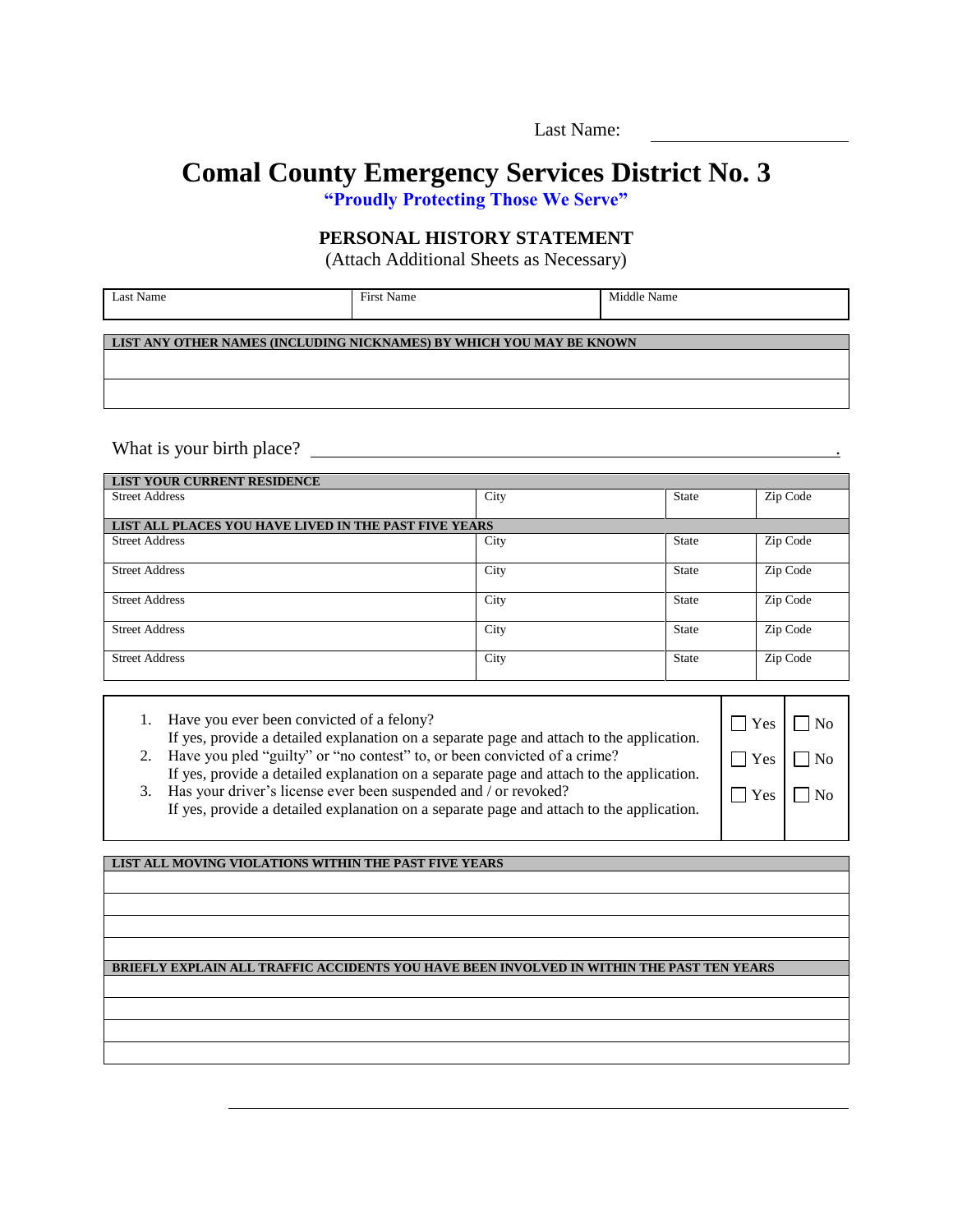Last Name: ______________________

# Comal County Emergency Services District No. 3

**"Proudly Protecting Those We Serve"**

## PERSONAL HISTORY STATEMENT

(Attach Additional Sheets as Necessary)

| Last Name | First Name | Middle Name |
|---|---|---|
| | | |

| LIST ANY OTHER NAMES (INCLUDING NICKNAMES) BY WHICH YOU MAY BE KNOWN |
|---|
| |
| |

What is your birth place? ________________________________________________.

| LIST YOUR CURRENT RESIDENCE | | | |
|---|---|---|---|
| Street Address | City | State | Zip Code |
| **LIST ALL PLACES YOU HAVE LIVED IN THE PAST FIVE YEARS** | | | |
| Street Address | City | State | Zip Code |
| Street Address | City | State | Zip Code |
| Street Address | City | State | Zip Code |
| Street Address | City | State | Zip Code |
| Street Address | City | State | Zip Code |

| Question | | |
|---|---|---|
| 1. Have you ever been convicted of a felony? If yes, provide a detailed explanation on a separate page and attach to the application. | ☐ Yes | ☐ No |
| 2. Have you pled "guilty" or "no contest" to, or been convicted of a crime? If yes, provide a detailed explanation on a separate page and attach to the application. | ☐ Yes | ☐ No |
| 3. Has your driver's license ever been suspended and / or revoked? If yes, provide a detailed explanation on a separate page and attach to the application. | ☐ Yes | ☐ No |

| LIST ALL MOVING VIOLATIONS WITHIN THE PAST FIVE YEARS |
|---|
| |
| |
| |
| |

| BRIEFLY EXPLAIN ALL TRAFFIC ACCIDENTS YOU HAVE BEEN INVOLVED IN WITHIN THE PAST TEN YEARS |
|---|
| |
| |
| |
| |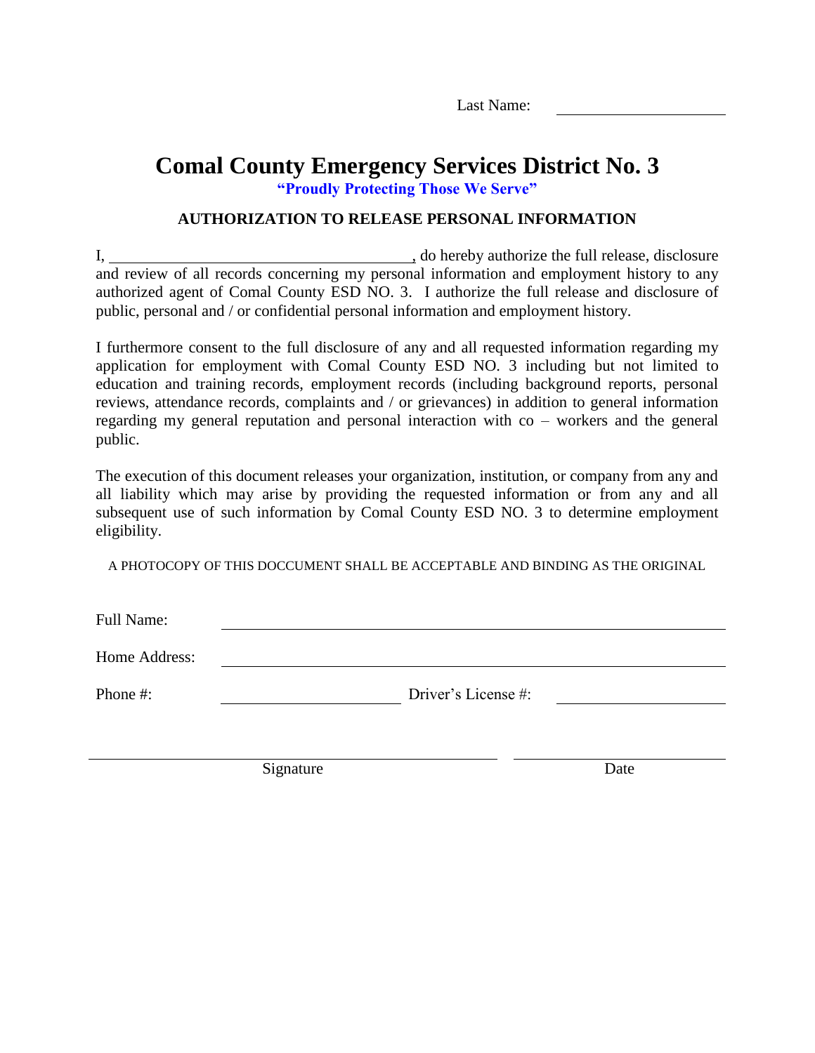Last Name: ____________________

# Comal County Emergency Services District No. 3

**"Proudly Protecting Those We Serve"**

## AUTHORIZATION TO RELEASE PERSONAL INFORMATION

I, ________________________________________, do hereby authorize the full release, disclosure and review of all records concerning my personal information and employment history to any authorized agent of Comal County ESD NO. 3. I authorize the full release and disclosure of public, personal and / or confidential personal information and employment history.

I furthermore consent to the full disclosure of any and all requested information regarding my application for employment with Comal County ESD NO. 3 including but not limited to education and training records, employment records (including background reports, personal reviews, attendance records, complaints and / or grievances) in addition to general information regarding my general reputation and personal interaction with co – workers and the general public.

The execution of this document releases your organization, institution, or company from any and all liability which may arise by providing the requested information or from any and all subsequent use of such information by Comal County ESD NO. 3 to determine employment eligibility.

A PHOTOCOPY OF THIS DOCCUMENT SHALL BE ACCEPTABLE AND BINDING AS THE ORIGINAL

Full Name: ________________________________________

Home Address: ________________________________________

Phone #: ____________________ Driver's License #: ____________________

________________________________________ ____________________

Signature Date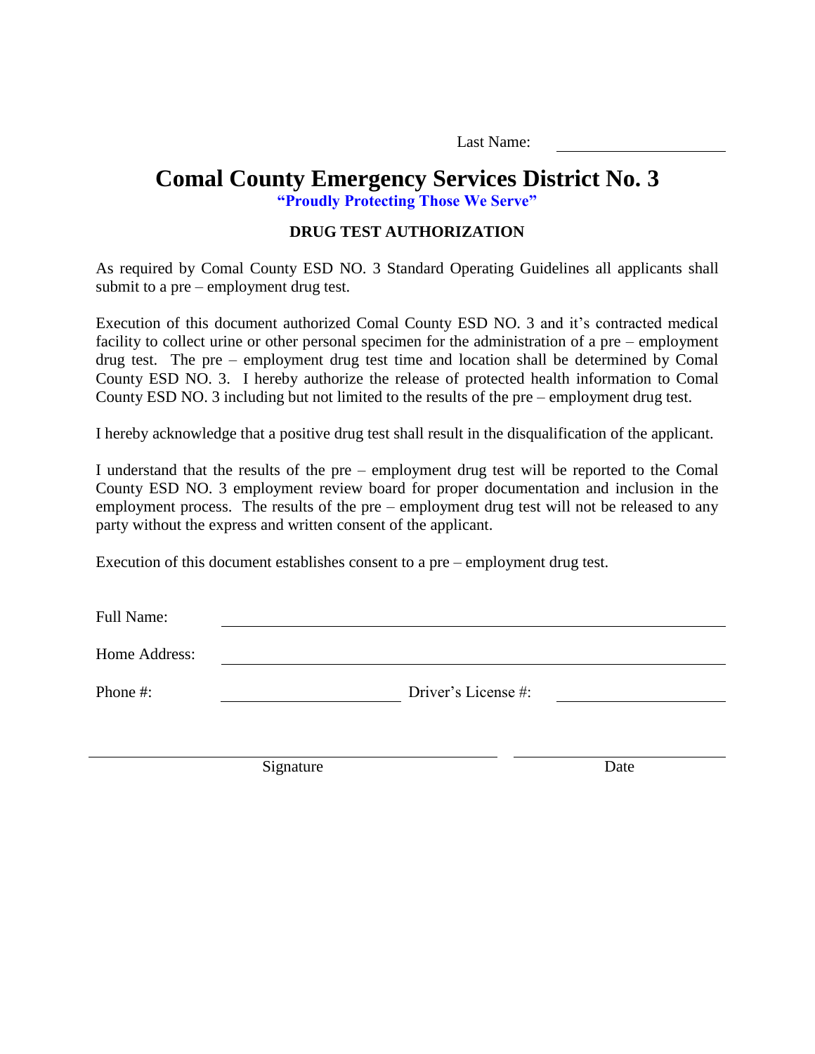Last Name: ____________________

# Comal County Emergency Services District No. 3

**"Proudly Protecting Those We Serve"**

## DRUG TEST AUTHORIZATION

As required by Comal County ESD NO. 3 Standard Operating Guidelines all applicants shall submit to a pre – employment drug test.

Execution of this document authorized Comal County ESD NO. 3 and it's contracted medical facility to collect urine or other personal specimen for the administration of a pre – employment drug test. The pre – employment drug test time and location shall be determined by Comal County ESD NO. 3. I hereby authorize the release of protected health information to Comal County ESD NO. 3 including but not limited to the results of the pre – employment drug test.

I hereby acknowledge that a positive drug test shall result in the disqualification of the applicant.

I understand that the results of the pre – employment drug test will be reported to the Comal County ESD NO. 3 employment review board for proper documentation and inclusion in the employment process. The results of the pre – employment drug test will not be released to any party without the express and written consent of the applicant.

Execution of this document establishes consent to a pre – employment drug test.

Full Name: ________________________________________

Home Address: ________________________________________

Phone #: ____________________ Driver's License #: ____________________

________________________________________ ____________________

Signature Date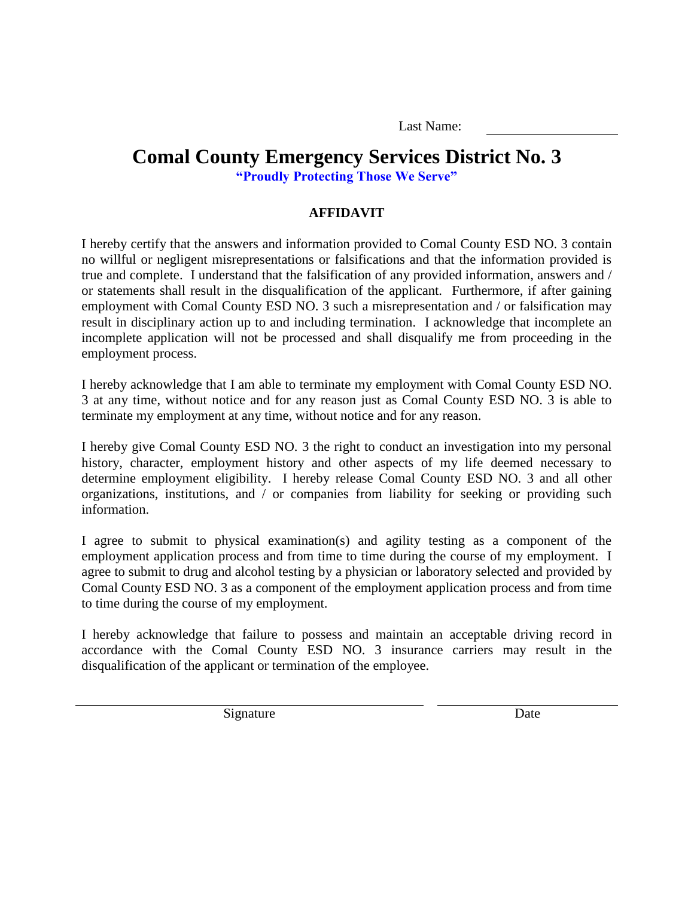Last Name: ____________________

# Comal County Emergency Services District No. 3

**"Proudly Protecting Those We Serve"**

## AFFIDAVIT

I hereby certify that the answers and information provided to Comal County ESD NO. 3 contain no willful or negligent misrepresentations or falsifications and that the information provided is true and complete. I understand that the falsification of any provided information, answers and / or statements shall result in the disqualification of the applicant. Furthermore, if after gaining employment with Comal County ESD NO. 3 such a misrepresentation and / or falsification may result in disciplinary action up to and including termination. I acknowledge that incomplete an incomplete application will not be processed and shall disqualify me from proceeding in the employment process.

I hereby acknowledge that I am able to terminate my employment with Comal County ESD NO. 3 at any time, without notice and for any reason just as Comal County ESD NO. 3 is able to terminate my employment at any time, without notice and for any reason.

I hereby give Comal County ESD NO. 3 the right to conduct an investigation into my personal history, character, employment history and other aspects of my life deemed necessary to determine employment eligibility. I hereby release Comal County ESD NO. 3 and all other organizations, institutions, and / or companies from liability for seeking or providing such information.

I agree to submit to physical examination(s) and agility testing as a component of the employment application process and from time to time during the course of my employment. I agree to submit to drug and alcohol testing by a physician or laboratory selected and provided by Comal County ESD NO. 3 as a component of the employment application process and from time to time during the course of my employment.

I hereby acknowledge that failure to possess and maintain an acceptable driving record in accordance with the Comal County ESD NO. 3 insurance carriers may result in the disqualification of the applicant or termination of the employee.

| | |
|---|---|
| ______________________________ | ____________________ |
| Signature | Date |